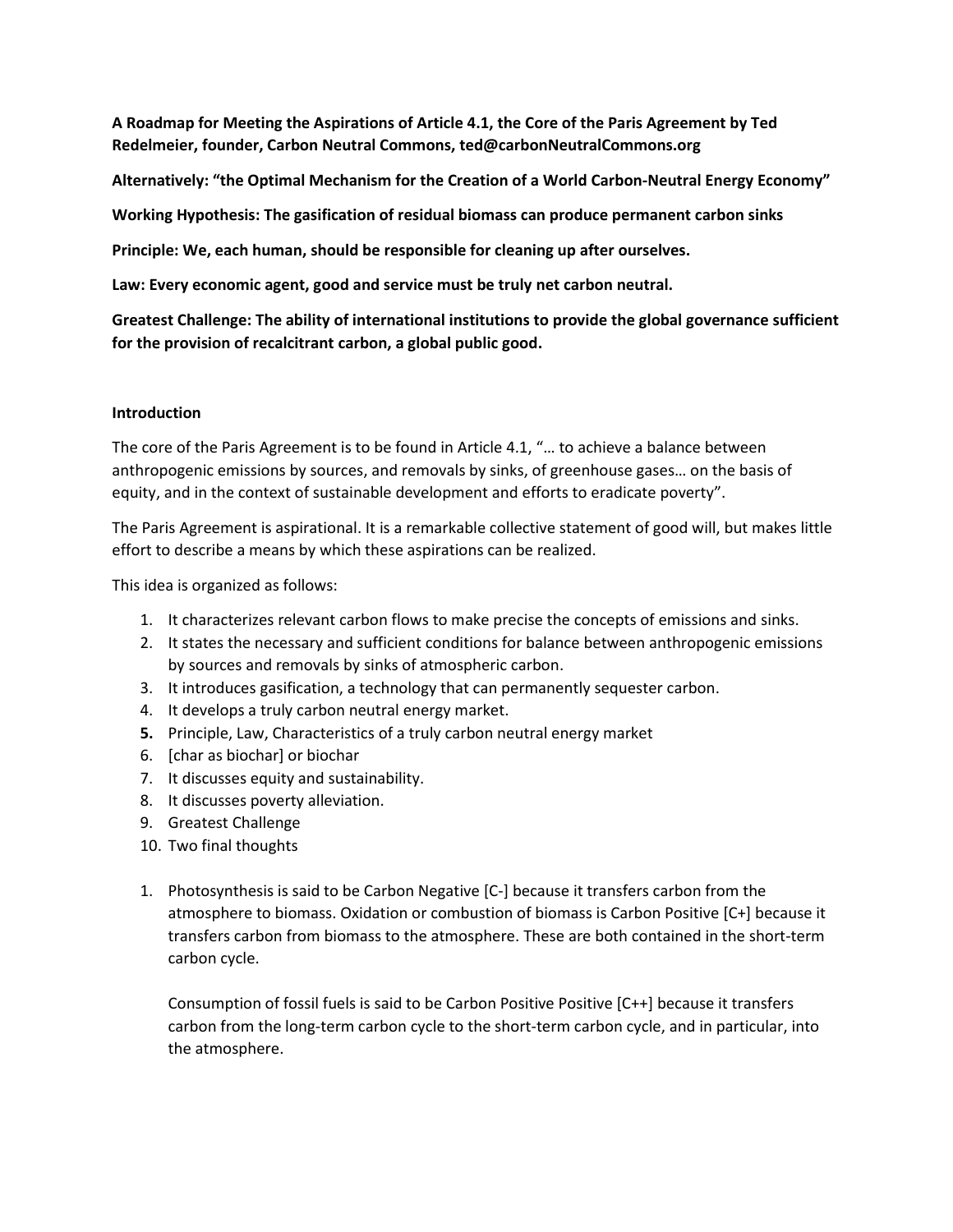**A Roadmap for Meeting the Aspirations of Article 4.1, the Core of the Paris Agreement by Ted Redelmeier, founder, Carbon Neutral Commons, ted@carbonNeutralCommons.org**

**Alternatively: "the Optimal Mechanism for the Creation of a World Carbon-Neutral Energy Economy"**

**Working Hypothesis: The gasification of residual biomass can produce permanent carbon sinks**

**Principle: We, each human, should be responsible for cleaning up after ourselves.**

**Law: Every economic agent, good and service must be truly net carbon neutral.**

**Greatest Challenge: The ability of international institutions to provide the global governance sufficient for the provision of recalcitrant carbon, a global public good.**

## Introduction

The core of the Paris Agreement is to be found in Article 4.1, "… to achieve a balance between anthropogenic emissions by sources, and removals by sinks, of greenhouse gases… on the basis of equity, and in the context of sustainable development and efforts to eradicate poverty".

The Paris Agreement is aspirational. It is a remarkable collective statement of good will, but makes little effort to describe a means by which these aspirations can be realized.

This idea is organized as follows:

1. It characterizes relevant carbon flows to make precise the concepts of emissions and sinks.
2. It states the necessary and sufficient conditions for balance between anthropogenic emissions by sources and removals by sinks of atmospheric carbon.
3. It introduces gasification, a technology that can permanently sequester carbon.
4. It develops a truly carbon neutral energy market.
5. Principle, Law, Characteristics of a truly carbon neutral energy market
6. [char as biochar] or biochar
7. It discusses equity and sustainability.
8. It discusses poverty alleviation.
9. Greatest Challenge
10. Two final thoughts

1. Photosynthesis is said to be Carbon Negative [C-] because it transfers carbon from the atmosphere to biomass. Oxidation or combustion of biomass is Carbon Positive [C+] because it transfers carbon from biomass to the atmosphere. These are both contained in the short-term carbon cycle.

   Consumption of fossil fuels is said to be Carbon Positive Positive [C++] because it transfers carbon from the long-term carbon cycle to the short-term carbon cycle, and in particular, into the atmosphere.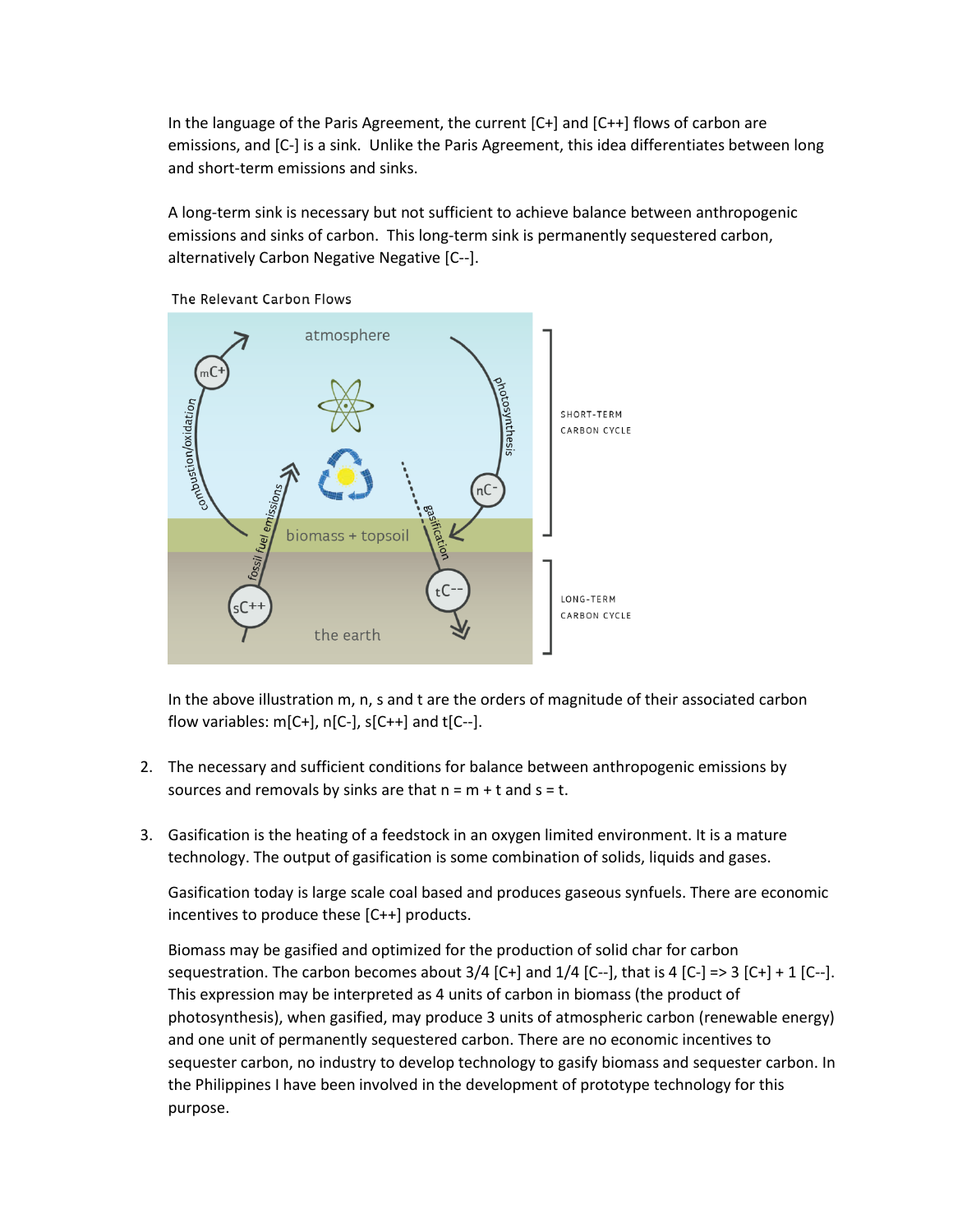In the language of the Paris Agreement, the current [C+] and [C++] flows of carbon are emissions, and [C-] is a sink. Unlike the Paris Agreement, this idea differentiates between long and short-term emissions and sinks.

A long-term sink is necessary but not sufficient to achieve balance between anthropogenic emissions and sinks of carbon. This long-term sink is permanently sequestered carbon, alternatively Carbon Negative Negative [C--].

The Relevant Carbon Flows

atmosphere

combustion/oxidation

mC+

photosynthesis

nC-

fossil fuel emissions

gasification

biomass + topsoil

sC++

tC--

the earth

SHORT-TERM CARBON CYCLE

LONG-TERM CARBON CYCLE

In the above illustration m, n, s and t are the orders of magnitude of their associated carbon flow variables: m[C+], n[C-], s[C++] and t[C--].

2. The necessary and sufficient conditions for balance between anthropogenic emissions by sources and removals by sinks are that $n = m + t$ and $s = t$.

3. Gasification is the heating of a feedstock in an oxygen limited environment. It is a mature technology. The output of gasification is some combination of solids, liquids and gases.

   Gasification today is large scale coal based and produces gaseous synfuels. There are economic incentives to produce these [C++] products.

   Biomass may be gasified and optimized for the production of solid char for carbon sequestration. The carbon becomes about 3/4 [C+] and 1/4 [C--], that is 4 [C-] => 3 [C+] + 1 [C--]. This expression may be interpreted as 4 units of carbon in biomass (the product of photosynthesis), when gasified, may produce 3 units of atmospheric carbon (renewable energy) and one unit of permanently sequestered carbon. There are no economic incentives to sequester carbon, no industry to develop technology to gasify biomass and sequester carbon. In the Philippines I have been involved in the development of prototype technology for this purpose.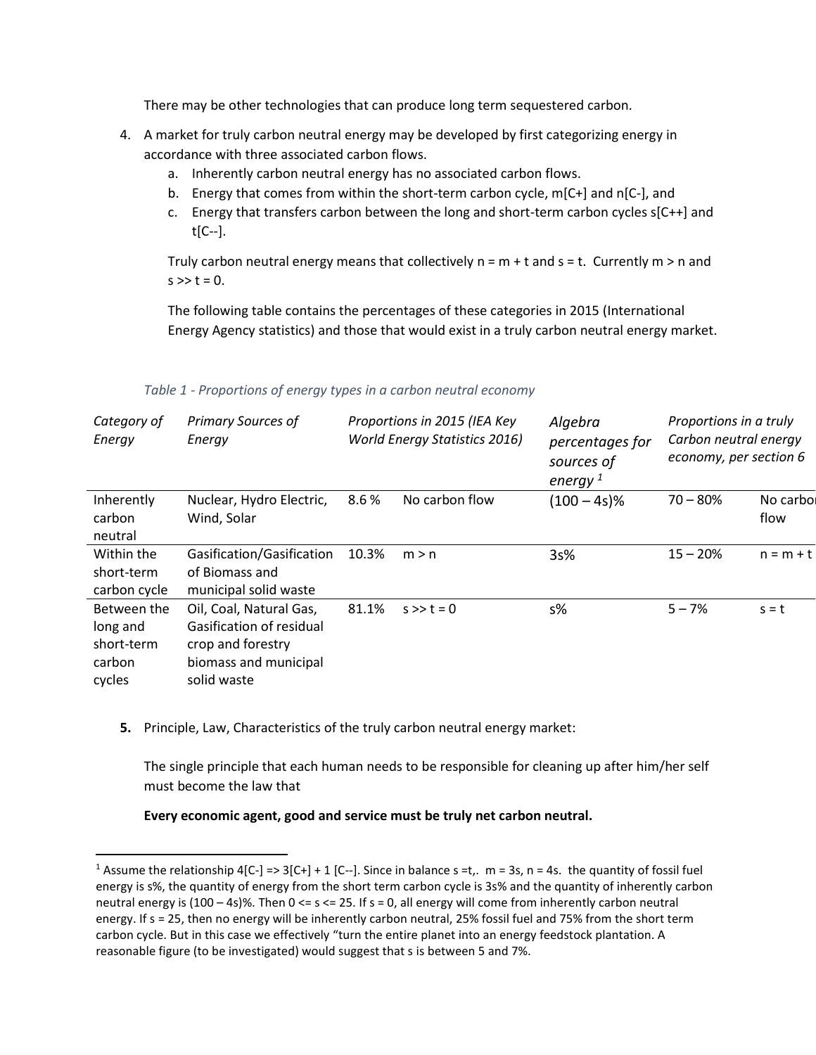There may be other technologies that can produce long term sequestered carbon.

4. A market for truly carbon neutral energy may be developed by first categorizing energy in accordance with three associated carbon flows.
   a. Inherently carbon neutral energy has no associated carbon flows.
   b. Energy that comes from within the short-term carbon cycle, m[C+] and n[C-], and
   c. Energy that transfers carbon between the long and short-term carbon cycles s[C++] and t[C--].

   Truly carbon neutral energy means that collectively $n = m + t$ and $s = t$. Currently $m > n$ and $s >> t = 0$.

   The following table contains the percentages of these categories in 2015 (International Energy Agency statistics) and those that would exist in a truly carbon neutral energy market.

*Table 1 - Proportions of energy types in a carbon neutral economy*

| *Category of Energy* | *Primary Sources of Energy* | *Proportions in 2015 (IEA Key World Energy Statistics 2016)* | | *Algebra percentages for sources of energy* [1] | *Proportions in a truly Carbon neutral energy economy, per section 6* | |
|---|---|---|---|---|---|---|
| Inherently carbon neutral | Nuclear, Hydro Electric, Wind, Solar | 8.6 % | No carbon flow | (100 – 4s)% | 70 – 80% | No carbon flow |
| Within the short-term carbon cycle | Gasification/Gasification of Biomass and municipal solid waste | 10.3% | $m > n$ | 3s% | 15 – 20% | $n = m + t$ |
| Between the long and short-term carbon cycles | Oil, Coal, Natural Gas, Gasification of residual crop and forestry biomass and municipal solid waste | 81.1% | $s >> t = 0$ | s% | 5 – 7% | $s = t$ |

5. **Principle, Law, Characteristics of the truly carbon neutral energy market:**

   The single principle that each human needs to be responsible for cleaning up after him/her self must become the law that

   **Every economic agent, good and service must be truly net carbon neutral.**

---

[1] Assume the relationship 4[C-] => 3[C+] + 1 [C--]. Since in balance s =t,. m = 3s, n = 4s. the quantity of fossil fuel energy is s%, the quantity of energy from the short term carbon cycle is 3s% and the quantity of inherently carbon neutral energy is (100 – 4s)%. Then $0 <= s <= 25$. If s = 0, all energy will come from inherently carbon neutral energy. If s = 25, then no energy will be inherently carbon neutral, 25% fossil fuel and 75% from the short term carbon cycle. But in this case we effectively "turn the entire planet into an energy feedstock plantation. A reasonable figure (to be investigated) would suggest that s is between 5 and 7%.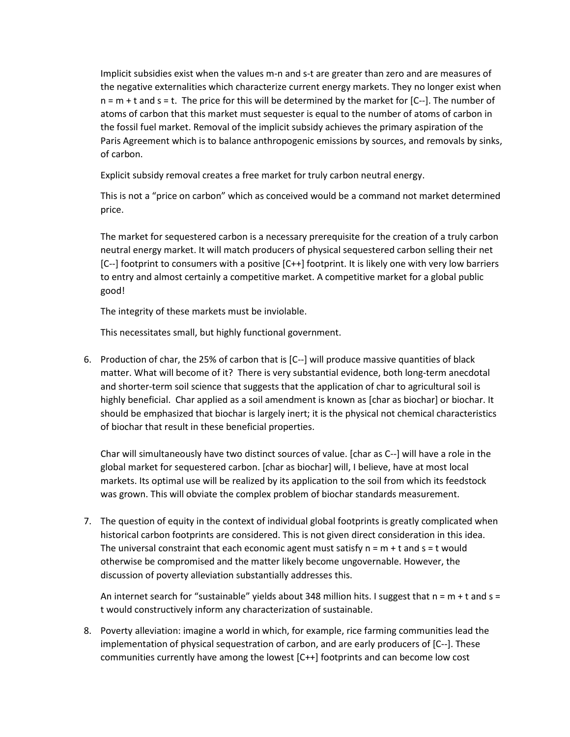Implicit subsidies exist when the values m-n and s-t are greater than zero and are measures of the negative externalities which characterize current energy markets. They no longer exist when $n = m + t$ and $s = t$. The price for this will be determined by the market for [C--]. The number of atoms of carbon that this market must sequester is equal to the number of atoms of carbon in the fossil fuel market. Removal of the implicit subsidy achieves the primary aspiration of the Paris Agreement which is to balance anthropogenic emissions by sources, and removals by sinks, of carbon.

Explicit subsidy removal creates a free market for truly carbon neutral energy.

This is not a "price on carbon" which as conceived would be a command not market determined price.

The market for sequestered carbon is a necessary prerequisite for the creation of a truly carbon neutral energy market. It will match producers of physical sequestered carbon selling their net [C--] footprint to consumers with a positive [C++] footprint. It is likely one with very low barriers to entry and almost certainly a competitive market. A competitive market for a global public good!

The integrity of these markets must be inviolable.

This necessitates small, but highly functional government.

6. Production of char, the 25% of carbon that is [C--] will produce massive quantities of black matter. What will become of it? There is very substantial evidence, both long-term anecdotal and shorter-term soil science that suggests that the application of char to agricultural soil is highly beneficial. Char applied as a soil amendment is known as [char as biochar] or biochar. It should be emphasized that biochar is largely inert; it is the physical not chemical characteristics of biochar that result in these beneficial properties.

   Char will simultaneously have two distinct sources of value. [char as C--] will have a role in the global market for sequestered carbon. [char as biochar] will, I believe, have at most local markets. Its optimal use will be realized by its application to the soil from which its feedstock was grown. This will obviate the complex problem of biochar standards measurement.

7. The question of equity in the context of individual global footprints is greatly complicated when historical carbon footprints are considered. This is not given direct consideration in this idea. The universal constraint that each economic agent must satisfy $n = m + t$ and $s = t$ would otherwise be compromised and the matter likely become ungovernable. However, the discussion of poverty alleviation substantially addresses this.

   An internet search for "sustainable" yields about 348 million hits. I suggest that $n = m + t$ and $s = t$ would constructively inform any characterization of sustainable.

8. Poverty alleviation: imagine a world in which, for example, rice farming communities lead the implementation of physical sequestration of carbon, and are early producers of [C--]. These communities currently have among the lowest [C++] footprints and can become low cost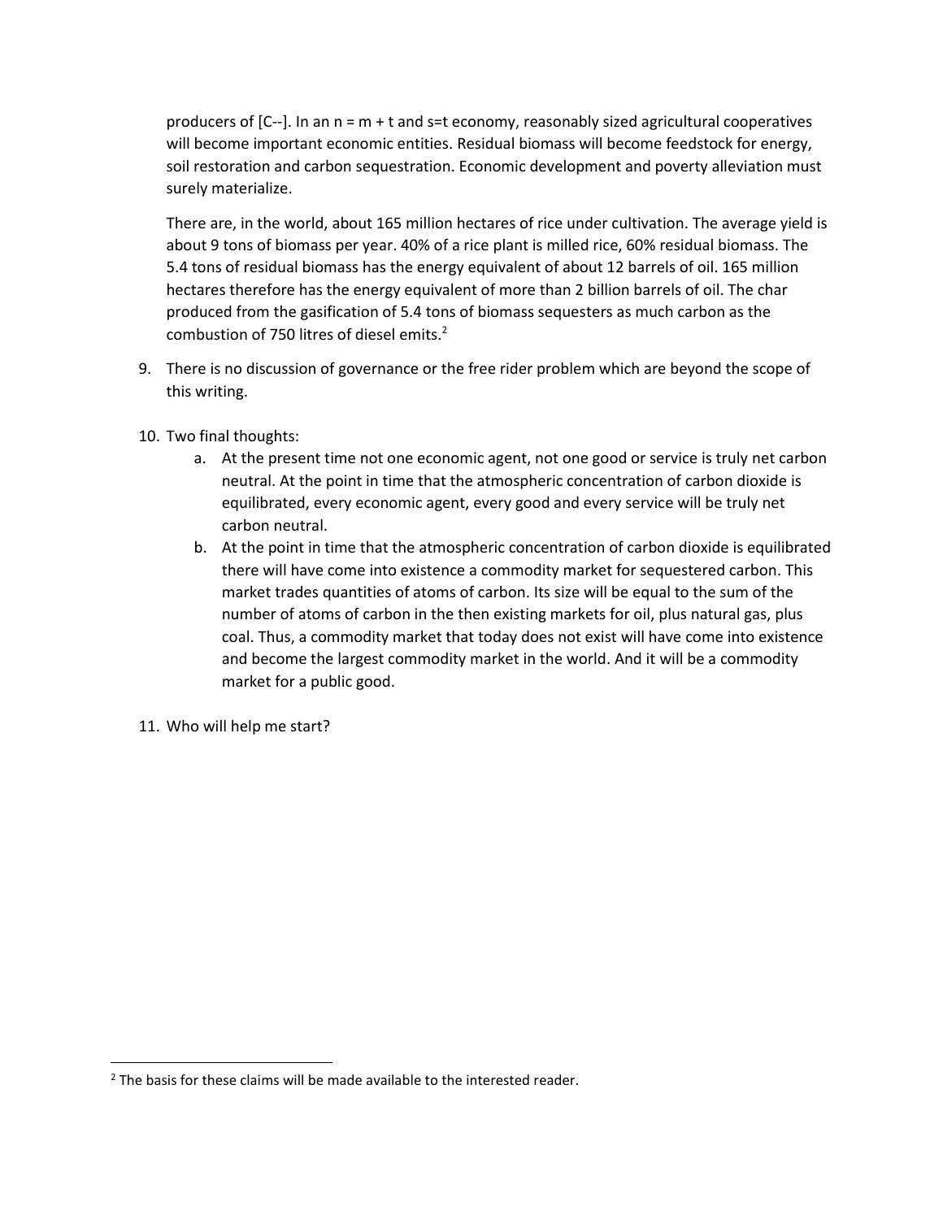producers of [C--]. In an $n = m + t$ and $s=t$ economy, reasonably sized agricultural cooperatives will become important economic entities. Residual biomass will become feedstock for energy, soil restoration and carbon sequestration. Economic development and poverty alleviation must surely materialize.

There are, in the world, about 165 million hectares of rice under cultivation. The average yield is about 9 tons of biomass per year. 40% of a rice plant is milled rice, 60% residual biomass. The 5.4 tons of residual biomass has the energy equivalent of about 12 barrels of oil. 165 million hectares therefore has the energy equivalent of more than 2 billion barrels of oil. The char produced from the gasification of 5.4 tons of biomass sequesters as much carbon as the combustion of 750 litres of diesel emits.[2]

9. There is no discussion of governance or the free rider problem which are beyond the scope of this writing.

10. Two final thoughts:
    a. At the present time not one economic agent, not one good or service is truly net carbon neutral. At the point in time that the atmospheric concentration of carbon dioxide is equilibrated, every economic agent, every good and every service will be truly net carbon neutral.
    b. At the point in time that the atmospheric concentration of carbon dioxide is equilibrated there will have come into existence a commodity market for sequestered carbon. This market trades quantities of atoms of carbon. Its size will be equal to the sum of the number of atoms of carbon in the then existing markets for oil, plus natural gas, plus coal. Thus, a commodity market that today does not exist will have come into existence and become the largest commodity market in the world. And it will be a commodity market for a public good.

11. Who will help me start?

---

[2] The basis for these claims will be made available to the interested reader.